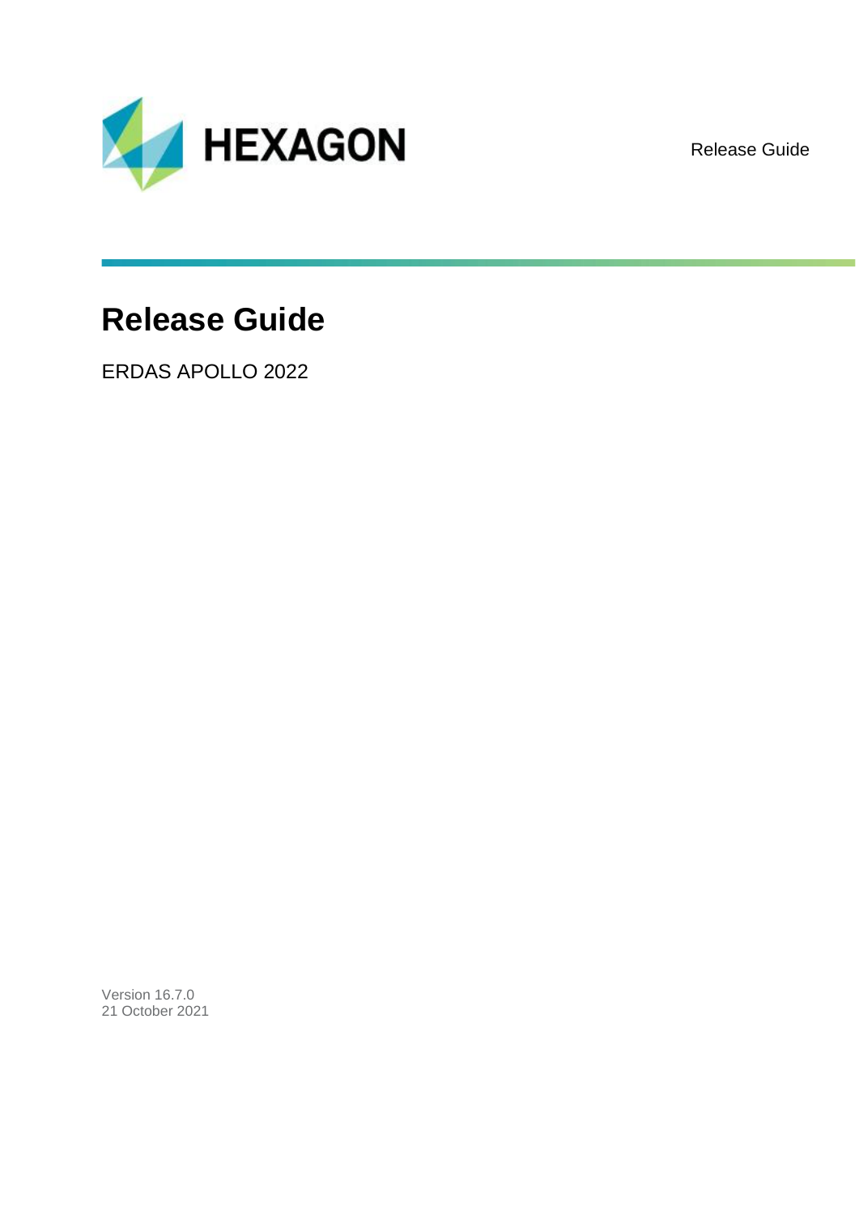HEXAGON

Release Guide

# Release Guide

ERDAS APOLLO 2022

Version 16.7.0
21 October 2021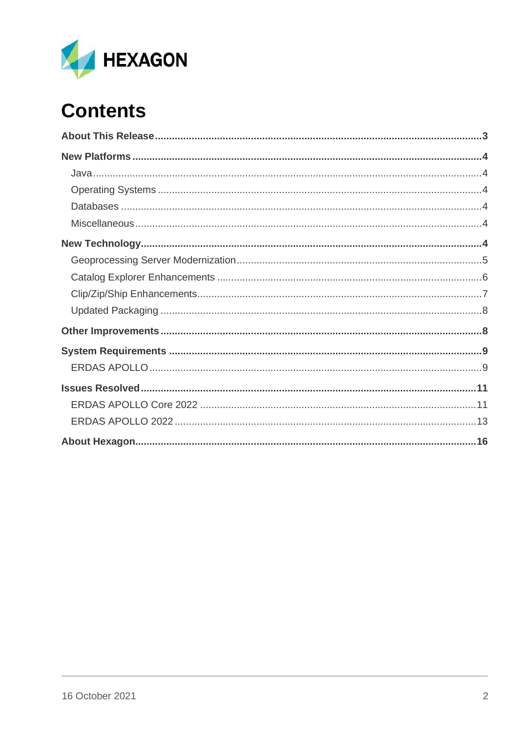# Contents

**About This Release** .... **3**

**New Platforms** .... **4**

- Java .... 4
- Operating Systems .... 4
- Databases .... 4
- Miscellaneous .... 4

**New Technology** .... **4**

- Geoprocessing Server Modernization .... 5
- Catalog Explorer Enhancements .... 6
- Clip/Zip/Ship Enhancements .... 7
- Updated Packaging .... 8

**Other Improvements** .... **8**

**System Requirements** .... **9**

- ERDAS APOLLO .... 9

**Issues Resolved** .... **11**

- ERDAS APOLLO Core 2022 .... 11
- ERDAS APOLLO 2022 .... 13

**About Hexagon** .... **16**

16 October 2021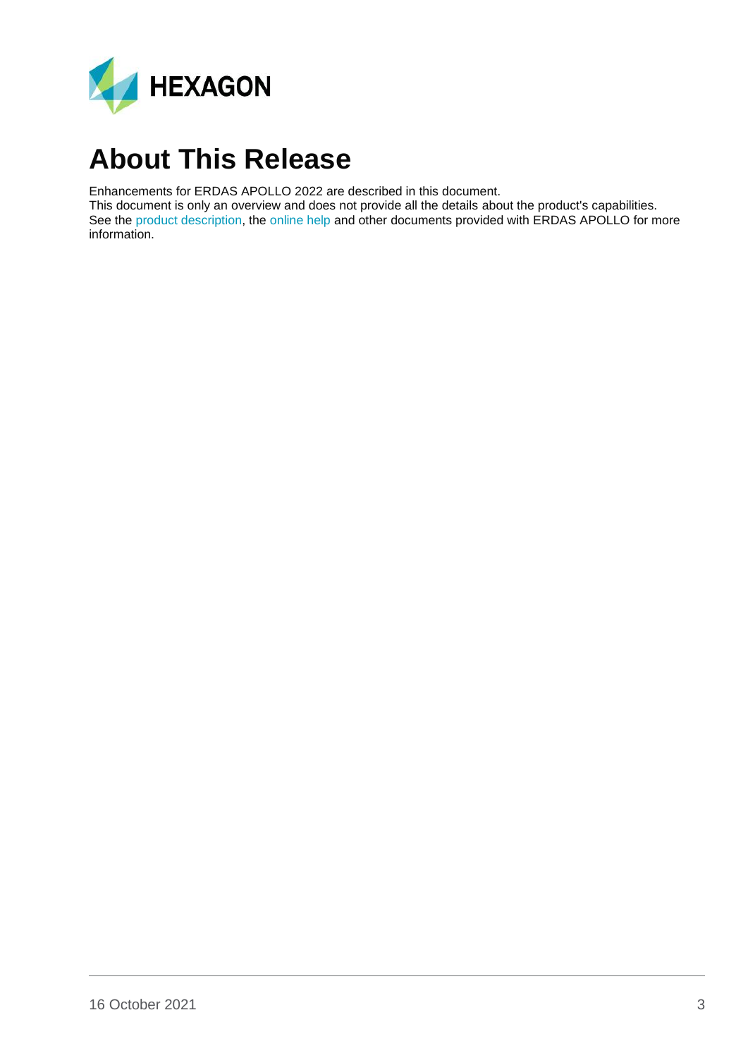# About This Release

Enhancements for ERDAS APOLLO 2022 are described in this document.

This document is only an overview and does not provide all the details about the product's capabilities. See the product description, the online help and other documents provided with ERDAS APOLLO for more information.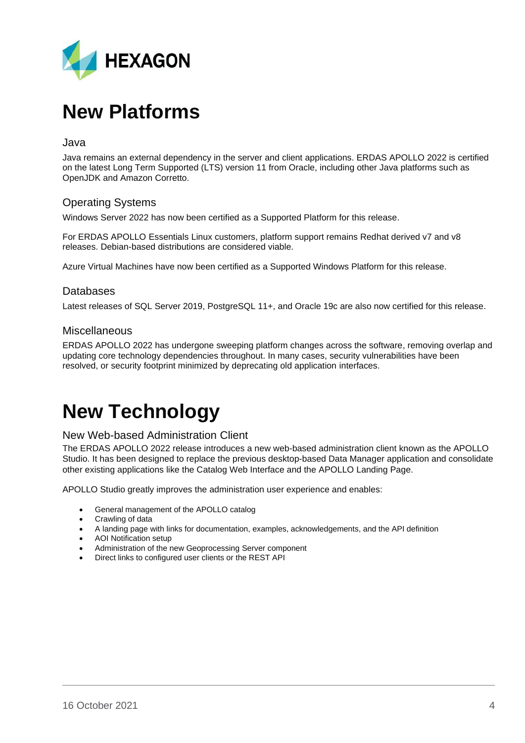# New Platforms

## Java

Java remains an external dependency in the server and client applications. ERDAS APOLLO 2022 is certified on the latest Long Term Supported (LTS) version 11 from Oracle, including other Java platforms such as OpenJDK and Amazon Corretto.

## Operating Systems

Windows Server 2022 has now been certified as a Supported Platform for this release.

For ERDAS APOLLO Essentials Linux customers, platform support remains Redhat derived v7 and v8 releases. Debian-based distributions are considered viable.

Azure Virtual Machines have now been certified as a Supported Windows Platform for this release.

## Databases

Latest releases of SQL Server 2019, PostgreSQL 11+, and Oracle 19c are also now certified for this release.

## Miscellaneous

ERDAS APOLLO 2022 has undergone sweeping platform changes across the software, removing overlap and updating core technology dependencies throughout. In many cases, security vulnerabilities have been resolved, or security footprint minimized by deprecating old application interfaces.

# New Technology

## New Web-based Administration Client

The ERDAS APOLLO 2022 release introduces a new web-based administration client known as the APOLLO Studio. It has been designed to replace the previous desktop-based Data Manager application and consolidate other existing applications like the Catalog Web Interface and the APOLLO Landing Page.

APOLLO Studio greatly improves the administration user experience and enables:

- General management of the APOLLO catalog
- Crawling of data
- A landing page with links for documentation, examples, acknowledgements, and the API definition
- AOI Notification setup
- Administration of the new Geoprocessing Server component
- Direct links to configured user clients or the REST API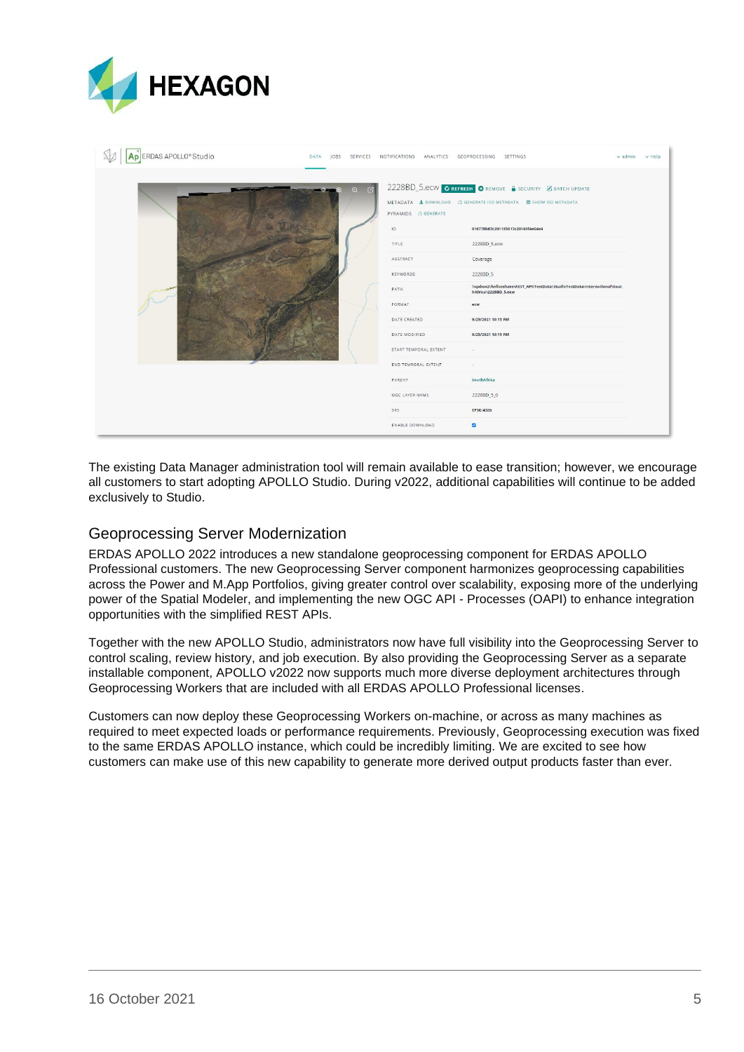The existing Data Manager administration tool will remain available to ease transition; however, we encourage all customers to start adopting APOLLO Studio. During v2022, additional capabilities will continue to be added exclusively to Studio.

## Geoprocessing Server Modernization

ERDAS APOLLO 2022 introduces a new standalone geoprocessing component for ERDAS APOLLO Professional customers. The new Geoprocessing Server component harmonizes geoprocessing capabilities across the Power and M.App Portfolios, giving greater control over scalability, exposing more of the underlying power of the Spatial Modeler, and implementing the new OGC API - Processes (OAPI) to enhance integration opportunities with the simplified REST APIs.

Together with the new APOLLO Studio, administrators now have full visibility into the Geoprocessing Server to control scaling, review history, and job execution. By also providing the Geoprocessing Server as a separate installable component, APOLLO v2022 now supports much more diverse deployment architectures through Geoprocessing Workers that are included with all ERDAS APOLLO Professional licenses.

Customers can now deploy these Geoprocessing Workers on-machine, or across as many machines as required to meet expected loads or performance requirements. Previously, Geoprocessing execution was fixed to the same ERDAS APOLLO instance, which could be incredibly limiting. We are excited to see how customers can make use of this new capability to generate more derived output products faster than ever.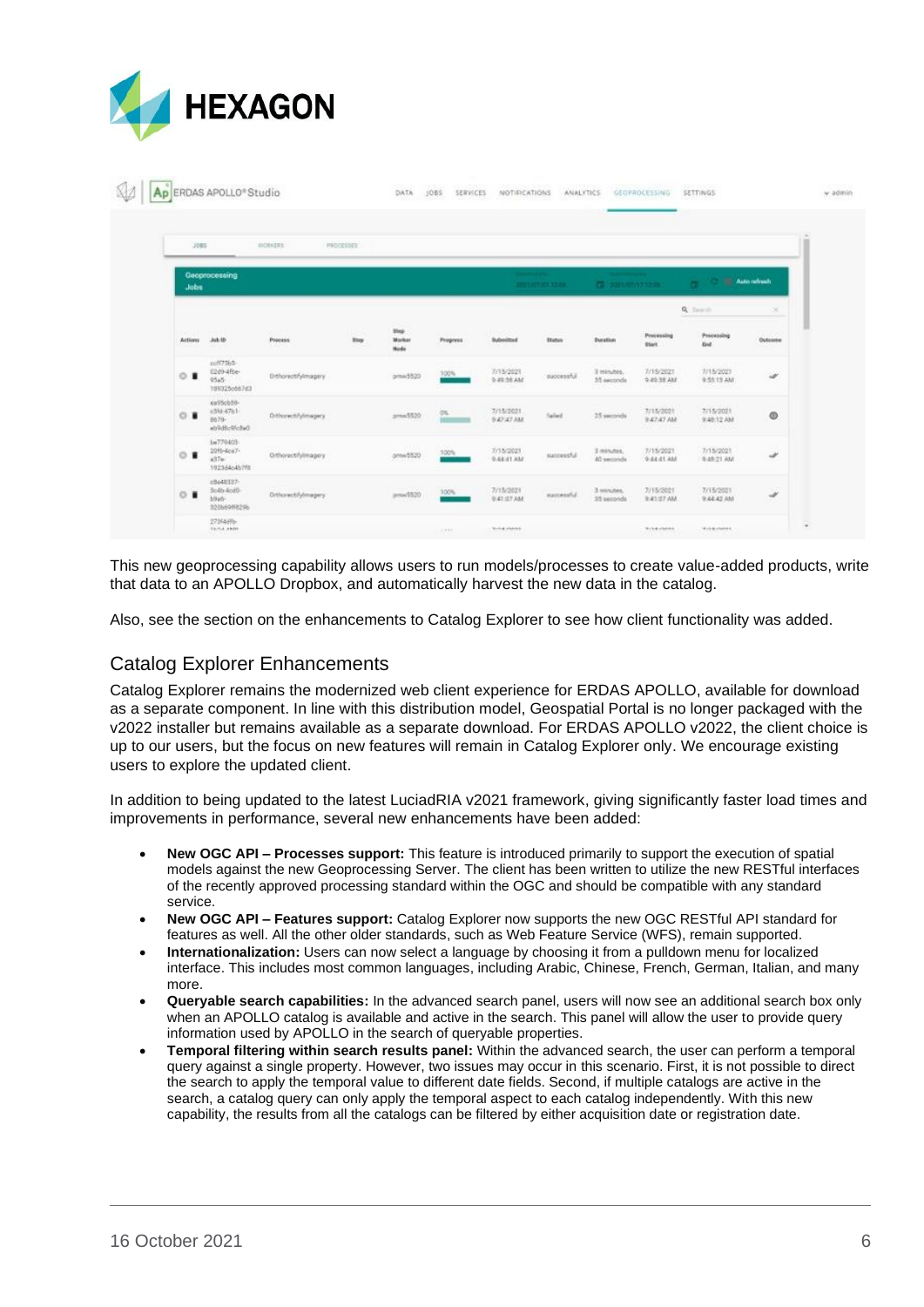This new geoprocessing capability allows users to run models/processes to create value-added products, write that data to an APOLLO Dropbox, and automatically harvest the new data in the catalog.

Also, see the section on the enhancements to Catalog Explorer to see how client functionality was added.

## Catalog Explorer Enhancements

Catalog Explorer remains the modernized web client experience for ERDAS APOLLO, available for download as a separate component. In line with this distribution model, Geospatial Portal is no longer packaged with the v2022 installer but remains available as a separate download. For ERDAS APOLLO v2022, the client choice is up to our users, but the focus on new features will remain in Catalog Explorer only. We encourage existing users to explore the updated client.

In addition to being updated to the latest LuciadRIA v2021 framework, giving significantly faster load times and improvements in performance, several new enhancements have been added:

- **New OGC API – Processes support:** This feature is introduced primarily to support the execution of spatial models against the new Geoprocessing Server. The client has been written to utilize the new RESTful interfaces of the recently approved processing standard within the OGC and should be compatible with any standard service.
- **New OGC API – Features support:** Catalog Explorer now supports the new OGC RESTful API standard for features as well. All the other older standards, such as Web Feature Service (WFS), remain supported.
- **Internationalization:** Users can now select a language by choosing it from a pulldown menu for localized interface. This includes most common languages, including Arabic, Chinese, French, German, Italian, and many more.
- **Queryable search capabilities:** In the advanced search panel, users will now see an additional search box only when an APOLLO catalog is available and active in the search. This panel will allow the user to provide query information used by APOLLO in the search of queryable properties.
- **Temporal filtering within search results panel:** Within the advanced search, the user can perform a temporal query against a single property. However, two issues may occur in this scenario. First, it is not possible to direct the search to apply the temporal value to different date fields. Second, if multiple catalogs are active in the search, a catalog query can only apply the temporal aspect to each catalog independently. With this new capability, the results from all the catalogs can be filtered by either acquisition date or registration date.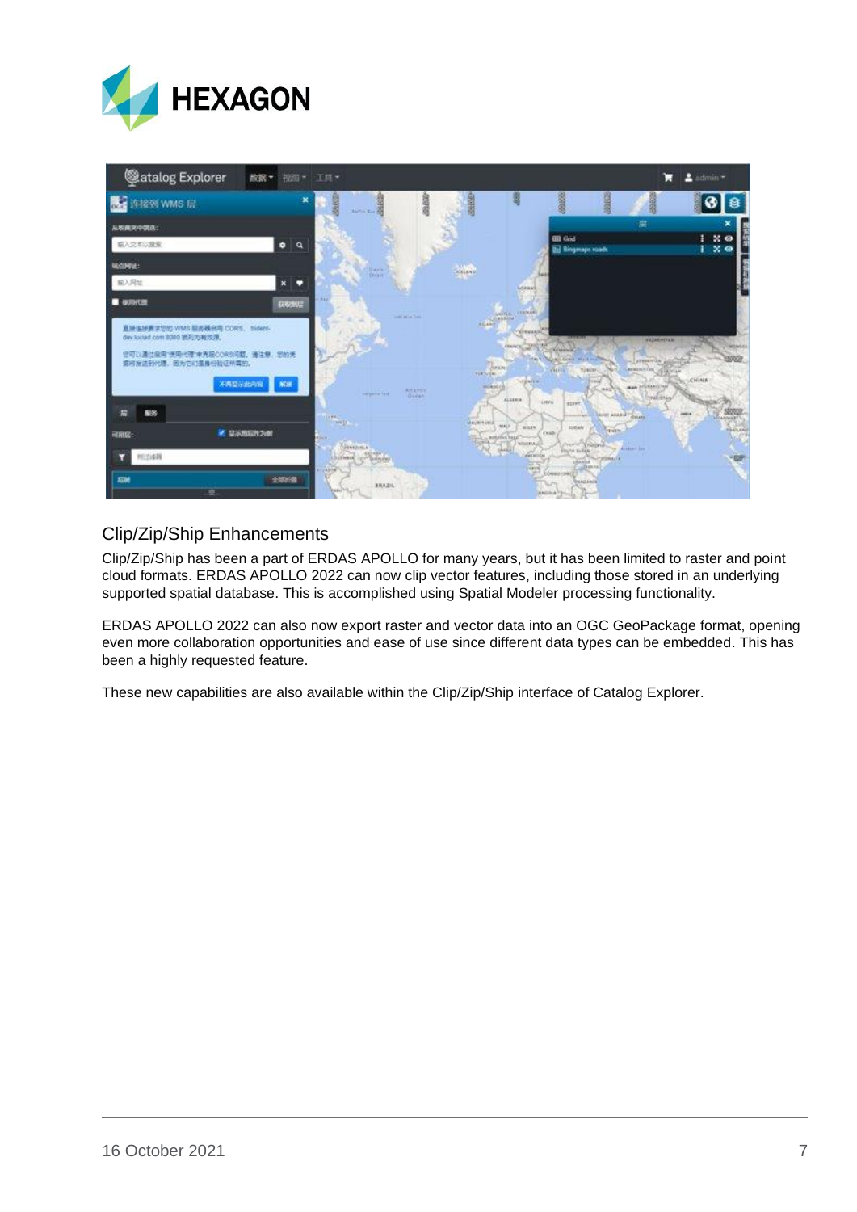## Clip/Zip/Ship Enhancements

Clip/Zip/Ship has been a part of ERDAS APOLLO for many years, but it has been limited to raster and point cloud formats. ERDAS APOLLO 2022 can now clip vector features, including those stored in an underlying supported spatial database. This is accomplished using Spatial Modeler processing functionality.

ERDAS APOLLO 2022 can also now export raster and vector data into an OGC GeoPackage format, opening even more collaboration opportunities and ease of use since different data types can be embedded. This has been a highly requested feature.

These new capabilities are also available within the Clip/Zip/Ship interface of Catalog Explorer.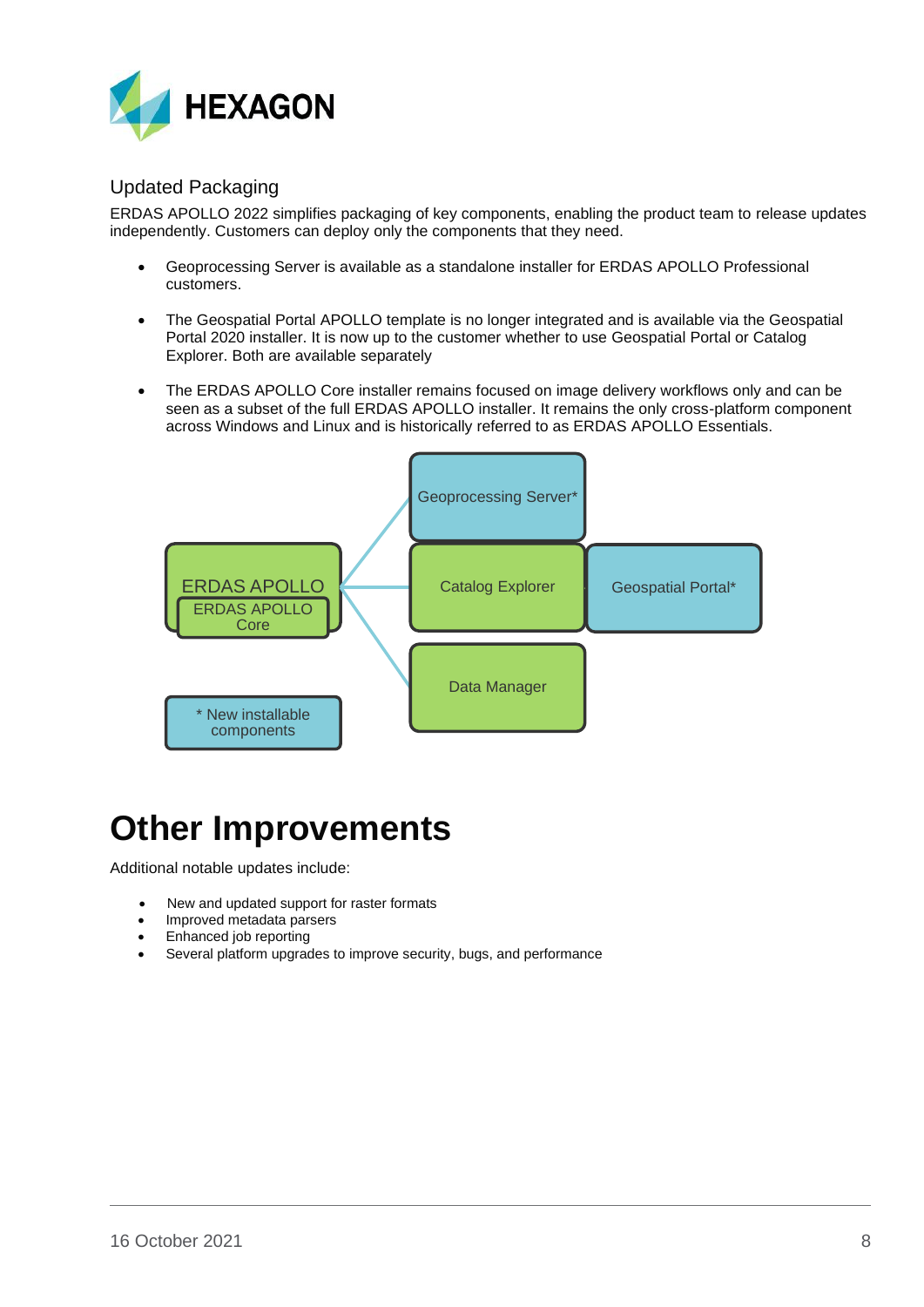## Updated Packaging

ERDAS APOLLO 2022 simplifies packaging of key components, enabling the product team to release updates independently. Customers can deploy only the components that they need.

- Geoprocessing Server is available as a standalone installer for ERDAS APOLLO Professional customers.
- The Geospatial Portal APOLLO template is no longer integrated and is available via the Geospatial Portal 2020 installer. It is now up to the customer whether to use Geospatial Portal or Catalog Explorer. Both are available separately
- The ERDAS APOLLO Core installer remains focused on image delivery workflows only and can be seen as a subset of the full ERDAS APOLLO installer. It remains the only cross-platform component across Windows and Linux and is historically referred to as ERDAS APOLLO Essentials.

ERDAS APOLLO

ERDAS APOLLO Core

Geoprocessing Server*

Catalog Explorer

Geospatial Portal*

Data Manager

* New installable components

# Other Improvements

Additional notable updates include:

- New and updated support for raster formats
- Improved metadata parsers
- Enhanced job reporting
- Several platform upgrades to improve security, bugs, and performance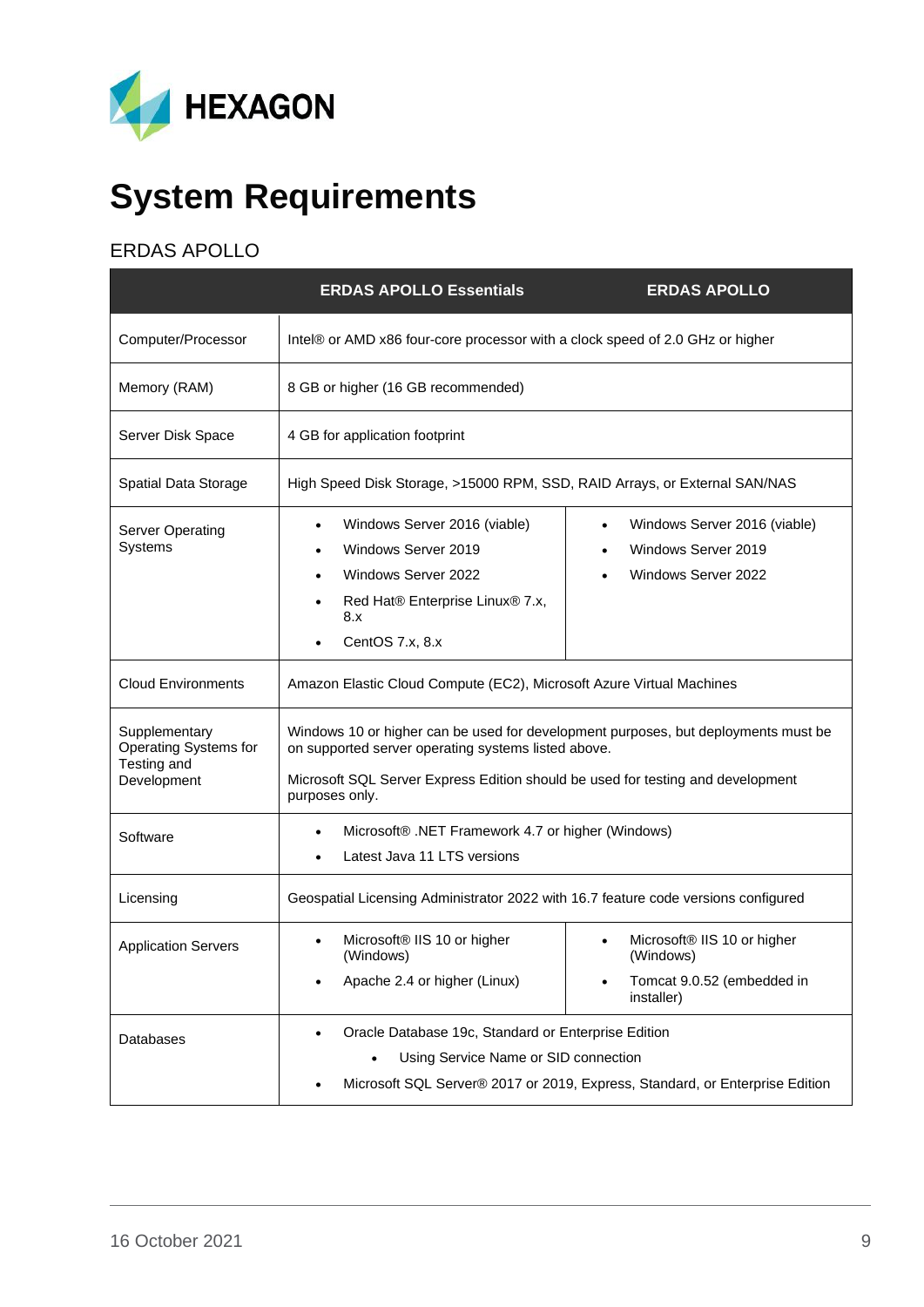# System Requirements

## ERDAS APOLLO

| | ERDAS APOLLO Essentials | ERDAS APOLLO |
|---|---|---|
| Computer/Processor | Intel® or AMD x86 four-core processor with a clock speed of 2.0 GHz or higher | |
| Memory (RAM) | 8 GB or higher (16 GB recommended) | |
| Server Disk Space | 4 GB for application footprint | |
| Spatial Data Storage | High Speed Disk Storage, >15000 RPM, SSD, RAID Arrays, or External SAN/NAS | |
| Server Operating Systems | • Windows Server 2016 (viable)<br>• Windows Server 2019<br>• Windows Server 2022<br>• Red Hat® Enterprise Linux® 7.x, 8.x<br>• CentOS 7.x, 8.x | • Windows Server 2016 (viable)<br>• Windows Server 2019<br>• Windows Server 2022 |
| Cloud Environments | Amazon Elastic Cloud Compute (EC2), Microsoft Azure Virtual Machines | |
| Supplementary Operating Systems for Testing and Development | Windows 10 or higher can be used for development purposes, but deployments must be on supported server operating systems listed above.<br><br>Microsoft SQL Server Express Edition should be used for testing and development purposes only. | |
| Software | • Microsoft® .NET Framework 4.7 or higher (Windows)<br>• Latest Java 11 LTS versions | |
| Licensing | Geospatial Licensing Administrator 2022 with 16.7 feature code versions configured | |
| Application Servers | • Microsoft® IIS 10 or higher (Windows)<br>• Apache 2.4 or higher (Linux) | • Microsoft® IIS 10 or higher (Windows)<br>• Tomcat 9.0.52 (embedded in installer) |
| Databases | • Oracle Database 19c, Standard or Enterprise Edition<br>  ◦ Using Service Name or SID connection<br>• Microsoft SQL Server® 2017 or 2019, Express, Standard, or Enterprise Edition | |

16 October 2021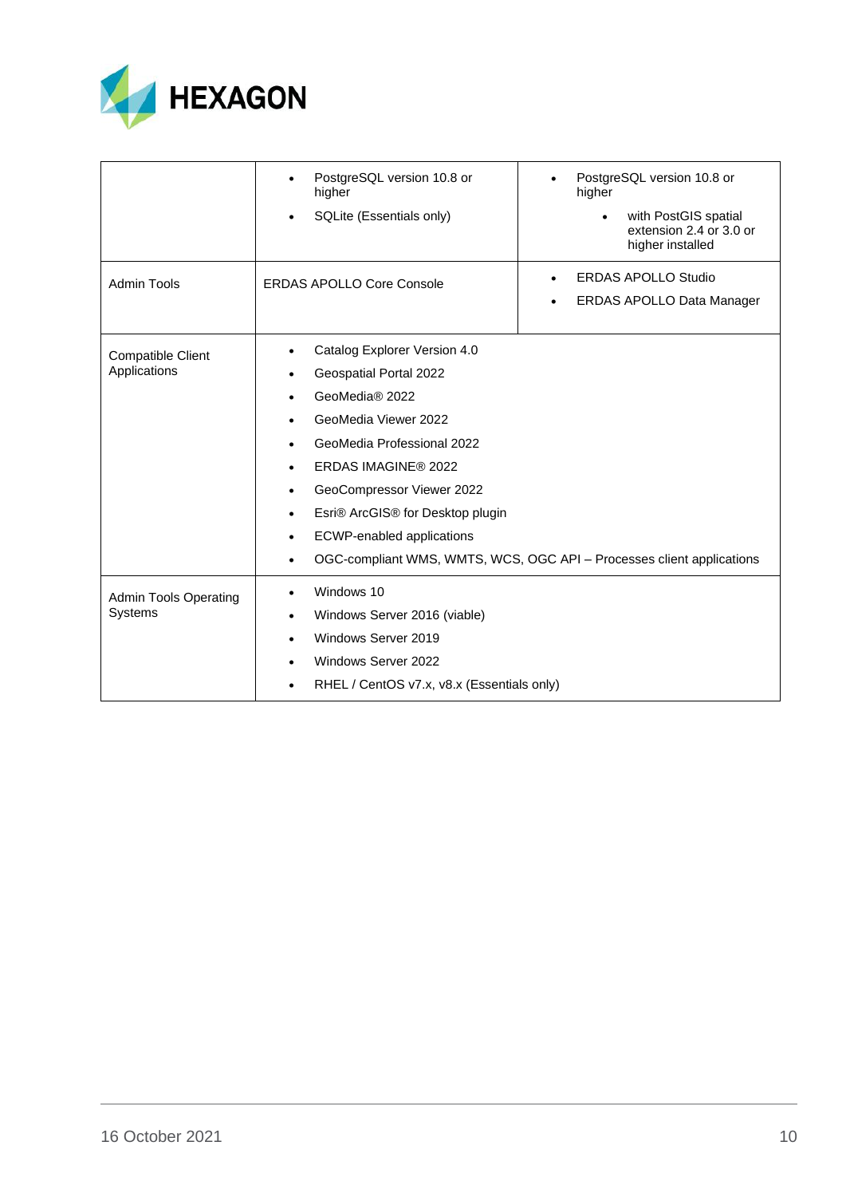| | | |
|---|---|---|
| | • PostgreSQL version 10.8 or higher<br>• SQLite (Essentials only) | • PostgreSQL version 10.8 or higher<br>  • with PostGIS spatial extension 2.4 or 3.0 or higher installed |
| Admin Tools | ERDAS APOLLO Core Console | • ERDAS APOLLO Studio<br>• ERDAS APOLLO Data Manager |
| Compatible Client Applications | • Catalog Explorer Version 4.0<br>• Geospatial Portal 2022<br>• GeoMedia® 2022<br>• GeoMedia Viewer 2022<br>• GeoMedia Professional 2022<br>• ERDAS IMAGINE® 2022<br>• GeoCompressor Viewer 2022<br>• Esri® ArcGIS® for Desktop plugin<br>• ECWP-enabled applications<br>• OGC-compliant WMS, WMTS, WCS, OGC API – Processes client applications | |
| Admin Tools Operating Systems | • Windows 10<br>• Windows Server 2016 (viable)<br>• Windows Server 2019<br>• Windows Server 2022<br>• RHEL / CentOS v7.x, v8.x (Essentials only) | |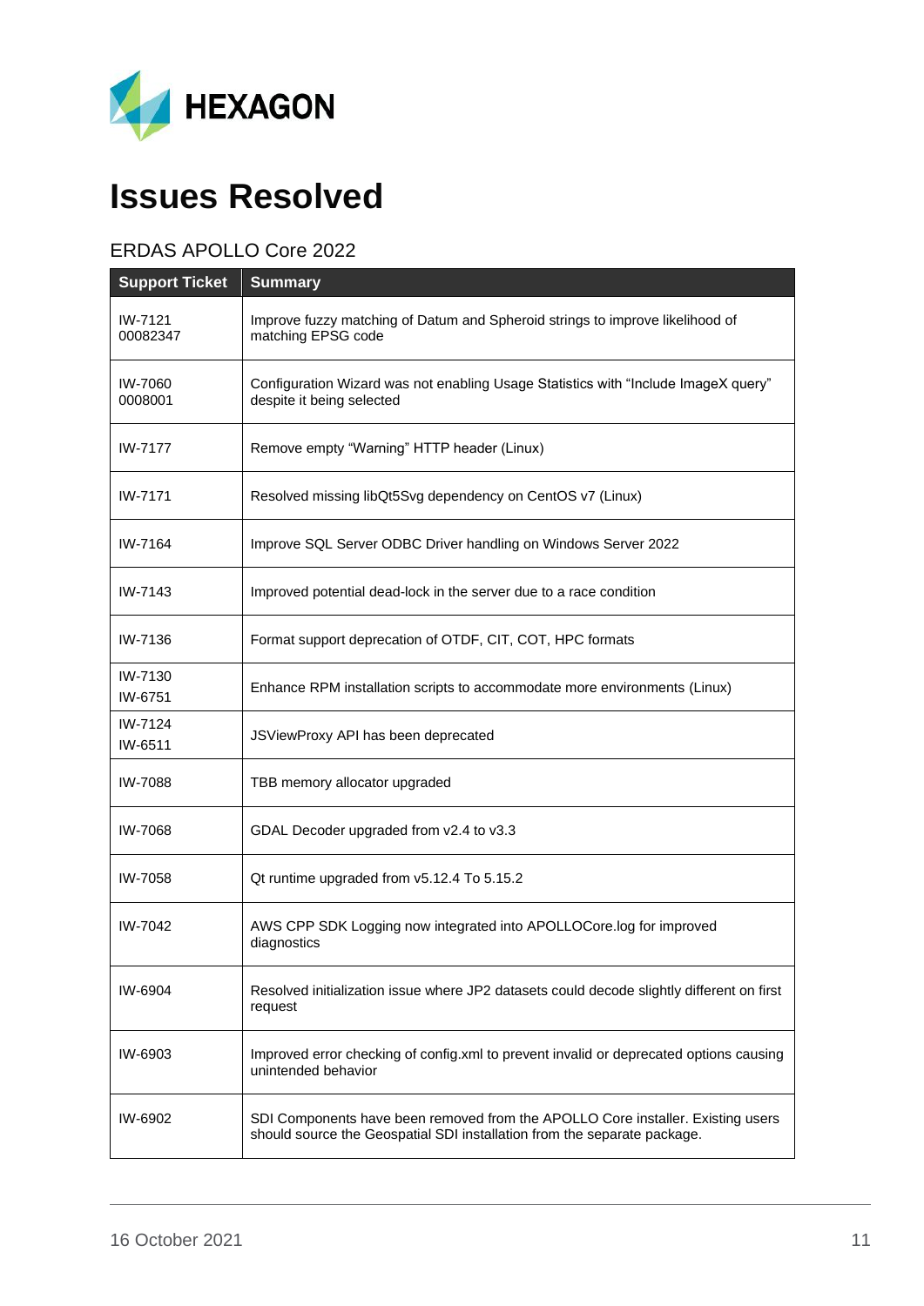# Issues Resolved

## ERDAS APOLLO Core 2022

| Support Ticket | Summary |
|---|---|
| IW-7121 00082347 | Improve fuzzy matching of Datum and Spheroid strings to improve likelihood of matching EPSG code |
| IW-7060 0008001 | Configuration Wizard was not enabling Usage Statistics with “Include ImageX query” despite it being selected |
| IW-7177 | Remove empty “Warning” HTTP header (Linux) |
| IW-7171 | Resolved missing libQt5Svg dependency on CentOS v7 (Linux) |
| IW-7164 | Improve SQL Server ODBC Driver handling on Windows Server 2022 |
| IW-7143 | Improved potential dead-lock in the server due to a race condition |
| IW-7136 | Format support deprecation of OTDF, CIT, COT, HPC formats |
| IW-7130 IW-6751 | Enhance RPM installation scripts to accommodate more environments (Linux) |
| IW-7124 IW-6511 | JSViewProxy API has been deprecated |
| IW-7088 | TBB memory allocator upgraded |
| IW-7068 | GDAL Decoder upgraded from v2.4 to v3.3 |
| IW-7058 | Qt runtime upgraded from v5.12.4 To 5.15.2 |
| IW-7042 | AWS CPP SDK Logging now integrated into APOLLOCore.log for improved diagnostics |
| IW-6904 | Resolved initialization issue where JP2 datasets could decode slightly different on first request |
| IW-6903 | Improved error checking of config.xml to prevent invalid or deprecated options causing unintended behavior |
| IW-6902 | SDI Components have been removed from the APOLLO Core installer. Existing users should source the Geospatial SDI installation from the separate package. |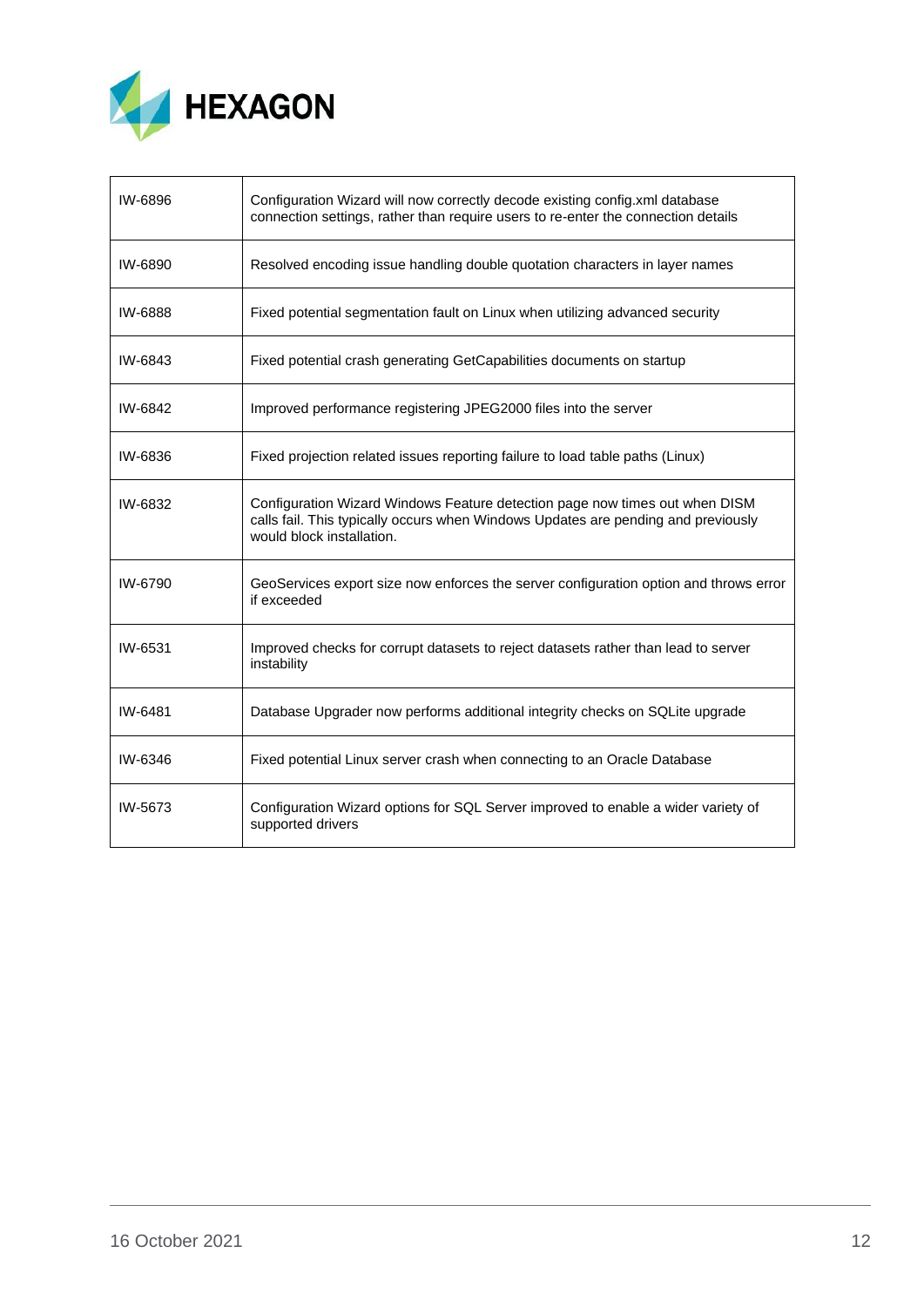| | |
|---|---|
| IW-6896 | Configuration Wizard will now correctly decode existing config.xml database connection settings, rather than require users to re-enter the connection details |
| IW-6890 | Resolved encoding issue handling double quotation characters in layer names |
| IW-6888 | Fixed potential segmentation fault on Linux when utilizing advanced security |
| IW-6843 | Fixed potential crash generating GetCapabilities documents on startup |
| IW-6842 | Improved performance registering JPEG2000 files into the server |
| IW-6836 | Fixed projection related issues reporting failure to load table paths (Linux) |
| IW-6832 | Configuration Wizard Windows Feature detection page now times out when DISM calls fail. This typically occurs when Windows Updates are pending and previously would block installation. |
| IW-6790 | GeoServices export size now enforces the server configuration option and throws error if exceeded |
| IW-6531 | Improved checks for corrupt datasets to reject datasets rather than lead to server instability |
| IW-6481 | Database Upgrader now performs additional integrity checks on SQLite upgrade |
| IW-6346 | Fixed potential Linux server crash when connecting to an Oracle Database |
| IW-5673 | Configuration Wizard options for SQL Server improved to enable a wider variety of supported drivers |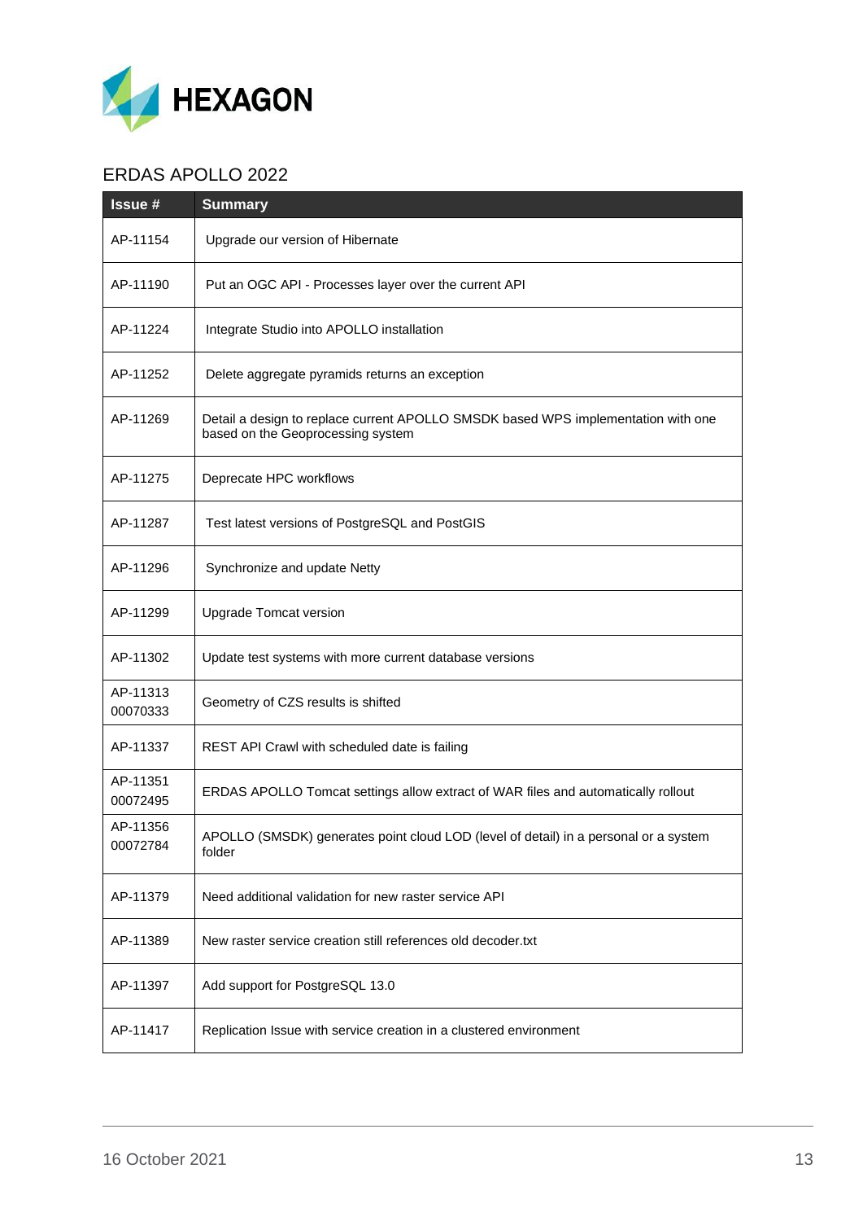## ERDAS APOLLO 2022

| Issue # | Summary |
|---|---|
| AP-11154 | Upgrade our version of Hibernate |
| AP-11190 | Put an OGC API - Processes layer over the current API |
| AP-11224 | Integrate Studio into APOLLO installation |
| AP-11252 | Delete aggregate pyramids returns an exception |
| AP-11269 | Detail a design to replace current APOLLO SMSDK based WPS implementation with one based on the Geoprocessing system |
| AP-11275 | Deprecate HPC workflows |
| AP-11287 | Test latest versions of PostgreSQL and PostGIS |
| AP-11296 | Synchronize and update Netty |
| AP-11299 | Upgrade Tomcat version |
| AP-11302 | Update test systems with more current database versions |
| AP-11313 00070333 | Geometry of CZS results is shifted |
| AP-11337 | REST API Crawl with scheduled date is failing |
| AP-11351 00072495 | ERDAS APOLLO Tomcat settings allow extract of WAR files and automatically rollout |
| AP-11356 00072784 | APOLLO (SMSDK) generates point cloud LOD (level of detail) in a personal or a system folder |
| AP-11379 | Need additional validation for new raster service API |
| AP-11389 | New raster service creation still references old decoder.txt |
| AP-11397 | Add support for PostgreSQL 13.0 |
| AP-11417 | Replication Issue with service creation in a clustered environment |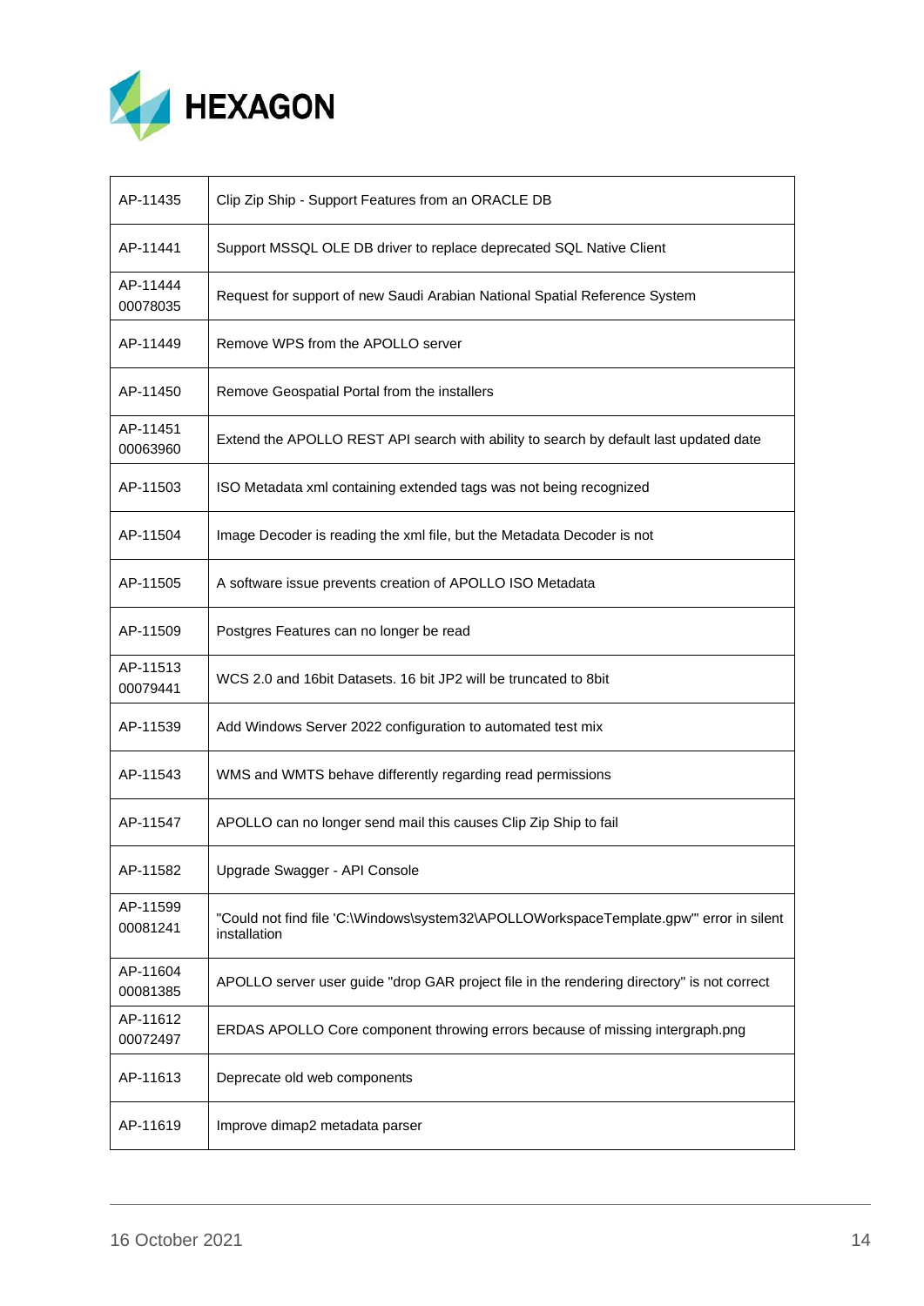| | |
|---|---|
| AP-11435 | Clip Zip Ship - Support Features from an ORACLE DB |
| AP-11441 | Support MSSQL OLE DB driver to replace deprecated SQL Native Client |
| AP-11444 00078035 | Request for support of new Saudi Arabian National Spatial Reference System |
| AP-11449 | Remove WPS from the APOLLO server |
| AP-11450 | Remove Geospatial Portal from the installers |
| AP-11451 00063960 | Extend the APOLLO REST API search with ability to search by default last updated date |
| AP-11503 | ISO Metadata xml containing extended tags was not being recognized |
| AP-11504 | Image Decoder is reading the xml file, but the Metadata Decoder is not |
| AP-11505 | A software issue prevents creation of APOLLO ISO Metadata |
| AP-11509 | Postgres Features can no longer be read |
| AP-11513 00079441 | WCS 2.0 and 16bit Datasets. 16 bit JP2 will be truncated to 8bit |
| AP-11539 | Add Windows Server 2022 configuration to automated test mix |
| AP-11543 | WMS and WMTS behave differently regarding read permissions |
| AP-11547 | APOLLO can no longer send mail this causes Clip Zip Ship to fail |
| AP-11582 | Upgrade Swagger - API Console |
| AP-11599 00081241 | "Could not find file 'C:\Windows\system32\APOLLOWorkspaceTemplate.gpw'" error in silent installation |
| AP-11604 00081385 | APOLLO server user guide "drop GAR project file in the rendering directory" is not correct |
| AP-11612 00072497 | ERDAS APOLLO Core component throwing errors because of missing intergraph.png |
| AP-11613 | Deprecate old web components |
| AP-11619 | Improve dimap2 metadata parser |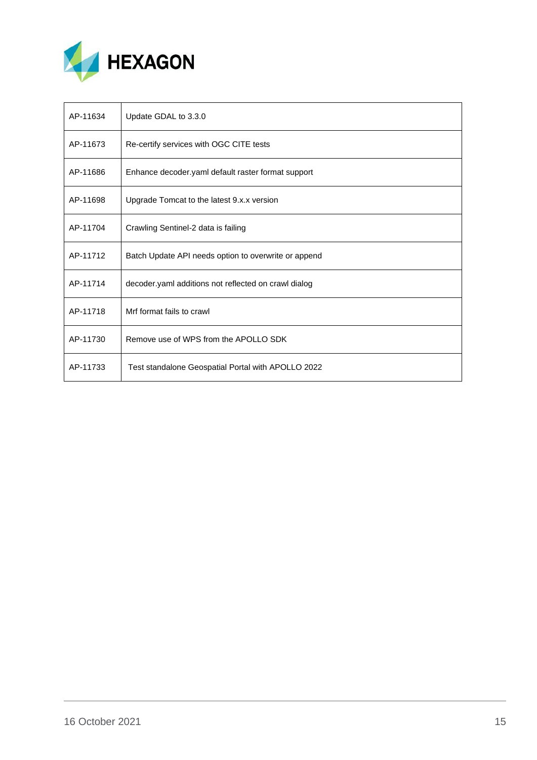| AP-11634 | Update GDAL to 3.3.0 |
|---|---|
| AP-11673 | Re-certify services with OGC CITE tests |
| AP-11686 | Enhance decoder.yaml default raster format support |
| AP-11698 | Upgrade Tomcat to the latest 9.x.x version |
| AP-11704 | Crawling Sentinel-2 data is failing |
| AP-11712 | Batch Update API needs option to overwrite or append |
| AP-11714 | decoder.yaml additions not reflected on crawl dialog |
| AP-11718 | Mrf format fails to crawl |
| AP-11730 | Remove use of WPS from the APOLLO SDK |
| AP-11733 | Test standalone Geospatial Portal with APOLLO 2022 |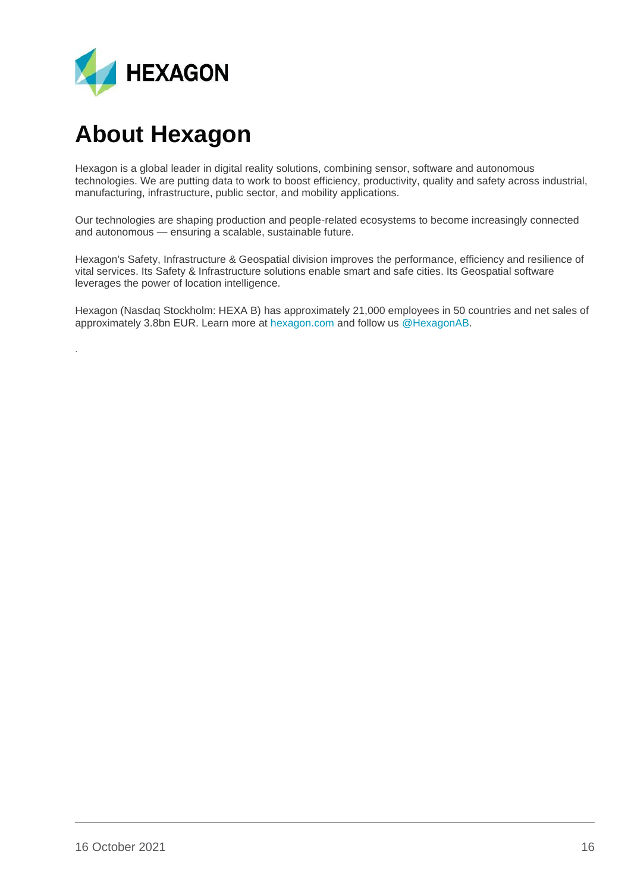# About Hexagon

Hexagon is a global leader in digital reality solutions, combining sensor, software and autonomous technologies. We are putting data to work to boost efficiency, productivity, quality and safety across industrial, manufacturing, infrastructure, public sector, and mobility applications.

Our technologies are shaping production and people-related ecosystems to become increasingly connected and autonomous — ensuring a scalable, sustainable future.

Hexagon's Safety, Infrastructure & Geospatial division improves the performance, efficiency and resilience of vital services. Its Safety & Infrastructure solutions enable smart and safe cities. Its Geospatial software leverages the power of location intelligence.

Hexagon (Nasdaq Stockholm: HEXA B) has approximately 21,000 employees in 50 countries and net sales of approximately 3.8bn EUR. Learn more at hexagon.com and follow us @HexagonAB.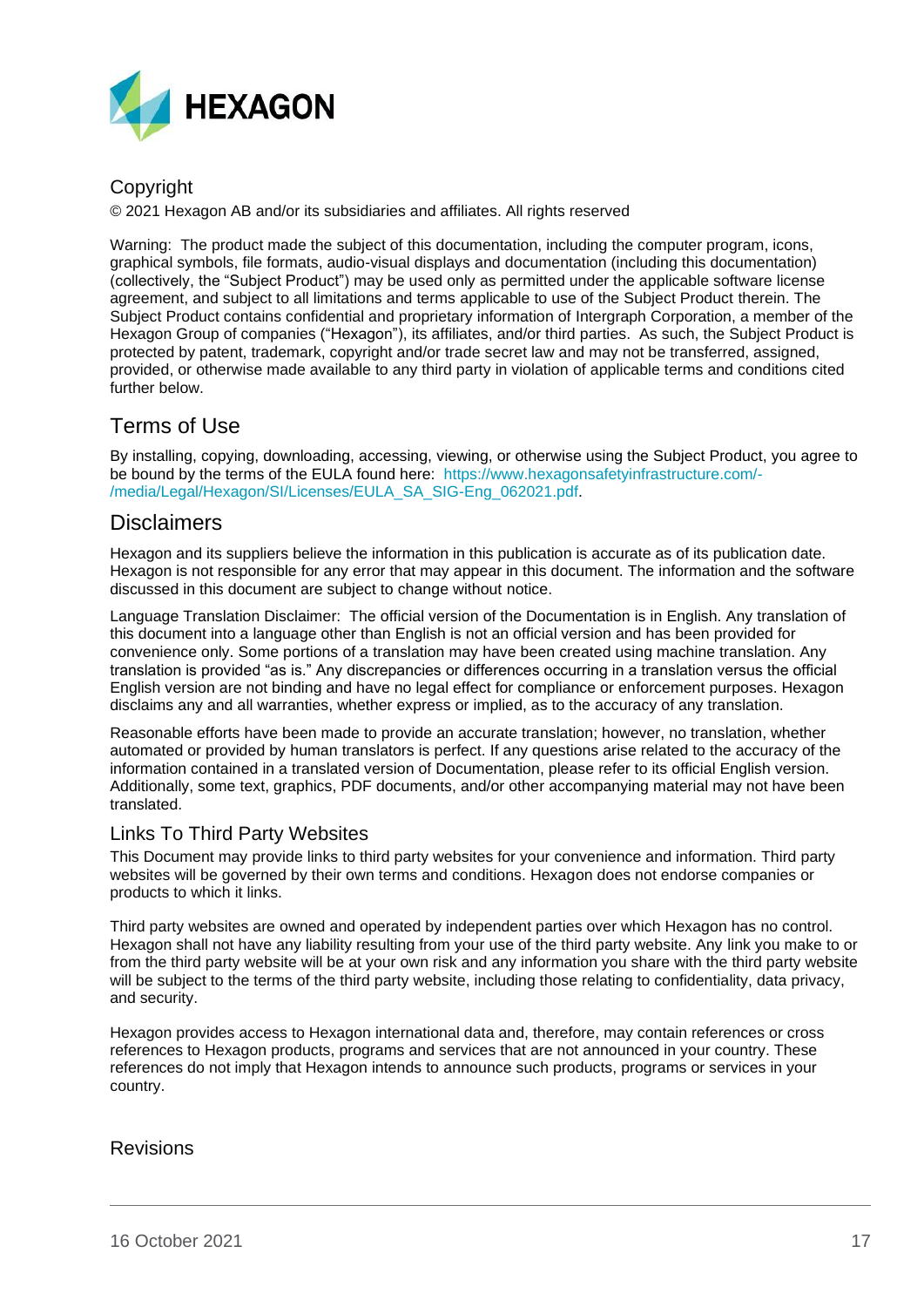## Copyright

© 2021 Hexagon AB and/or its subsidiaries and affiliates. All rights reserved

Warning: The product made the subject of this documentation, including the computer program, icons, graphical symbols, file formats, audio-visual displays and documentation (including this documentation) (collectively, the "Subject Product") may be used only as permitted under the applicable software license agreement, and subject to all limitations and terms applicable to use of the Subject Product therein. The Subject Product contains confidential and proprietary information of Intergraph Corporation, a member of the Hexagon Group of companies ("Hexagon"), its affiliates, and/or third parties. As such, the Subject Product is protected by patent, trademark, copyright and/or trade secret law and may not be transferred, assigned, provided, or otherwise made available to any third party in violation of applicable terms and conditions cited further below.

## Terms of Use

By installing, copying, downloading, accessing, viewing, or otherwise using the Subject Product, you agree to be bound by the terms of the EULA found here: https://www.hexagonsafetyinfrastructure.com/-/media/Legal/Hexagon/SI/Licenses/EULA_SA_SIG-Eng_062021.pdf.

## Disclaimers

Hexagon and its suppliers believe the information in this publication is accurate as of its publication date. Hexagon is not responsible for any error that may appear in this document. The information and the software discussed in this document are subject to change without notice.

Language Translation Disclaimer: The official version of the Documentation is in English. Any translation of this document into a language other than English is not an official version and has been provided for convenience only. Some portions of a translation may have been created using machine translation. Any translation is provided "as is." Any discrepancies or differences occurring in a translation versus the official English version are not binding and have no legal effect for compliance or enforcement purposes. Hexagon disclaims any and all warranties, whether express or implied, as to the accuracy of any translation.

Reasonable efforts have been made to provide an accurate translation; however, no translation, whether automated or provided by human translators is perfect. If any questions arise related to the accuracy of the information contained in a translated version of Documentation, please refer to its official English version. Additionally, some text, graphics, PDF documents, and/or other accompanying material may not have been translated.

### Links To Third Party Websites

This Document may provide links to third party websites for your convenience and information. Third party websites will be governed by their own terms and conditions. Hexagon does not endorse companies or products to which it links.

Third party websites are owned and operated by independent parties over which Hexagon has no control. Hexagon shall not have any liability resulting from your use of the third party website. Any link you make to or from the third party website will be at your own risk and any information you share with the third party website will be subject to the terms of the third party website, including those relating to confidentiality, data privacy, and security.

Hexagon provides access to Hexagon international data and, therefore, may contain references or cross references to Hexagon products, programs and services that are not announced in your country. These references do not imply that Hexagon intends to announce such products, programs or services in your country.

### Revisions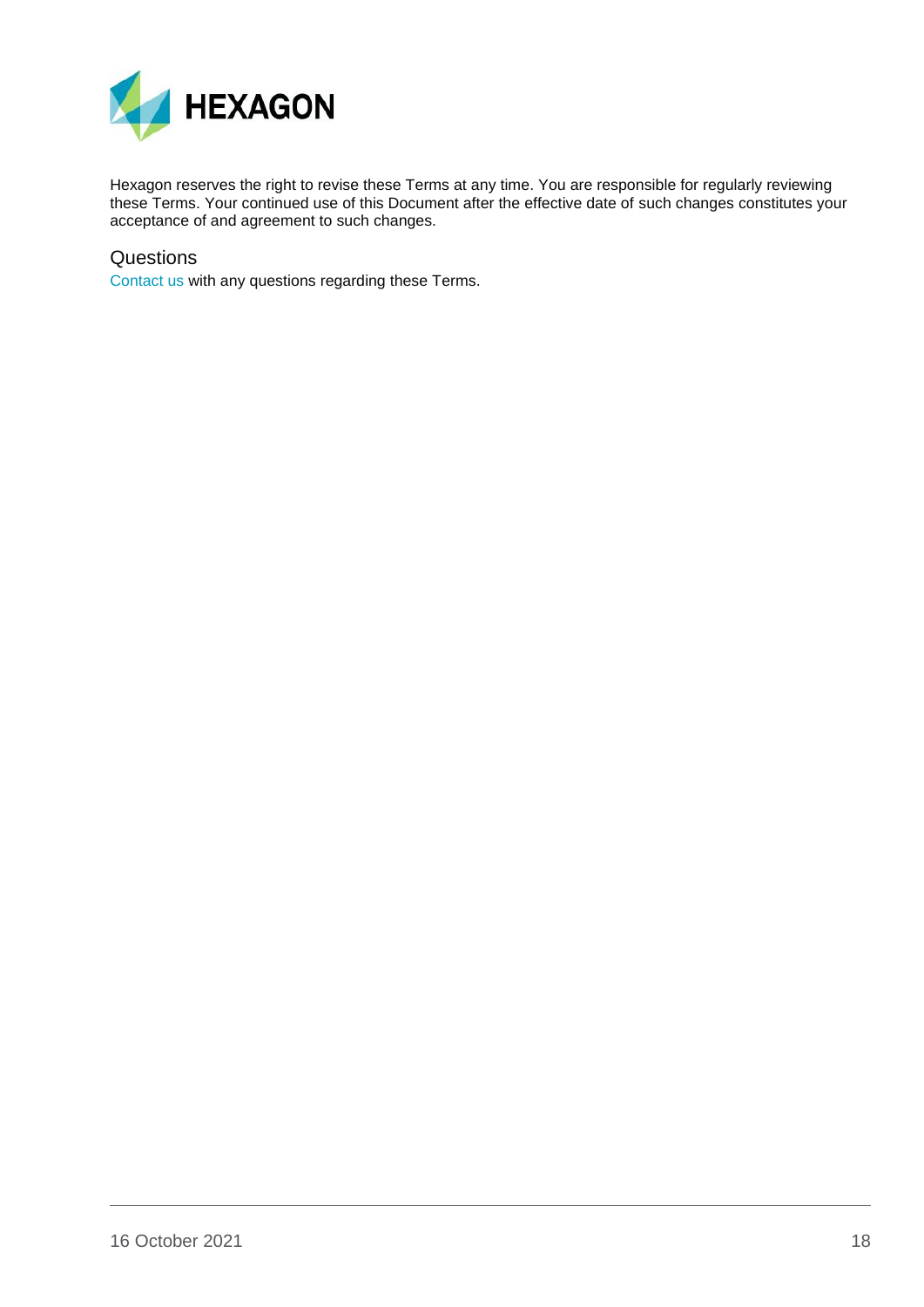Hexagon reserves the right to revise these Terms at any time. You are responsible for regularly reviewing these Terms. Your continued use of this Document after the effective date of such changes constitutes your acceptance of and agreement to such changes.

## Questions

Contact us with any questions regarding these Terms.